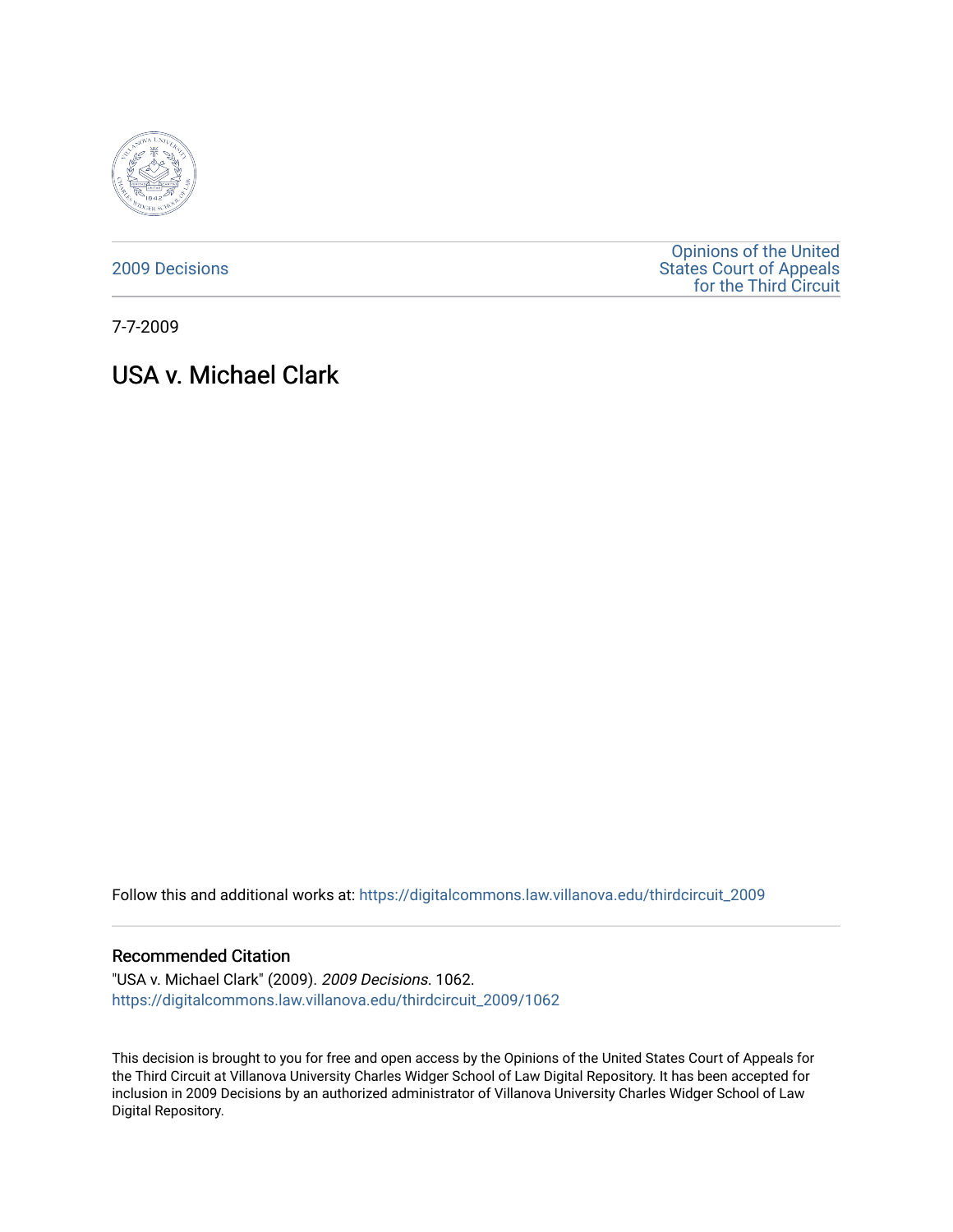2009 Decisions

Opinions of the United States Court of Appeals for the Third Circuit

7-7-2009

# USA v. Michael Clark

Follow this and additional works at: https://digitalcommons.law.villanova.edu/thirdcircuit_2009

### Recommended Citation

"USA v. Michael Clark" (2009). *2009 Decisions*. 1062.
https://digitalcommons.law.villanova.edu/thirdcircuit_2009/1062

This decision is brought to you for free and open access by the Opinions of the United States Court of Appeals for the Third Circuit at Villanova University Charles Widger School of Law Digital Repository. It has been accepted for inclusion in 2009 Decisions by an authorized administrator of Villanova University Charles Widger School of Law Digital Repository.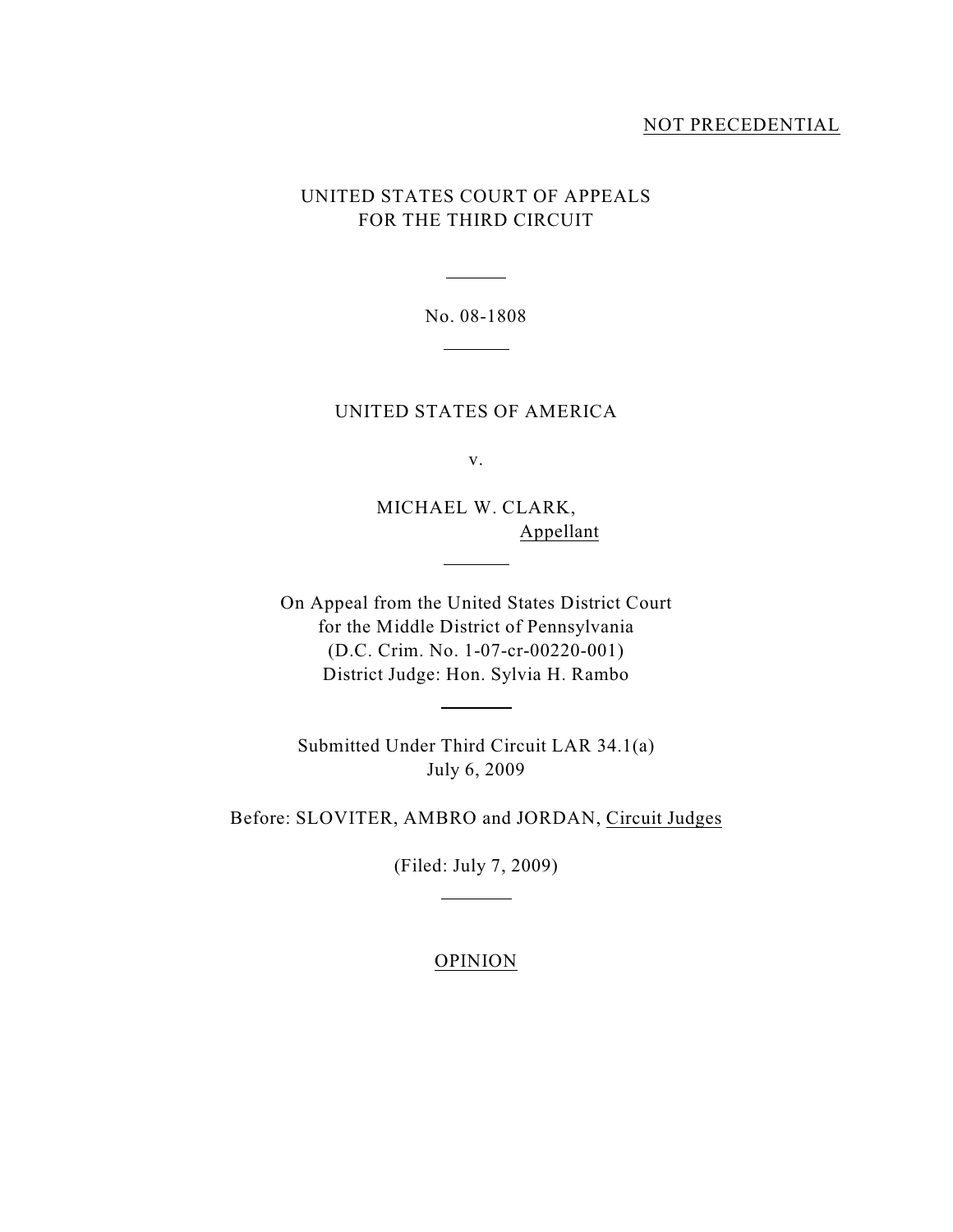NOT PRECEDENTIAL

UNITED STATES COURT OF APPEALS
FOR THE THIRD CIRCUIT

No. 08-1808

UNITED STATES OF AMERICA

v.

MICHAEL W. CLARK,
Appellant

On Appeal from the United States District Court
for the Middle District of Pennsylvania
(D.C. Crim. No. 1-07-cr-00220-001)
District Judge: Hon. Sylvia H. Rambo

Submitted Under Third Circuit LAR 34.1(a)
July 6, 2009

Before: SLOVITER, AMBRO and JORDAN, Circuit Judges

(Filed: July 7, 2009)

OPINION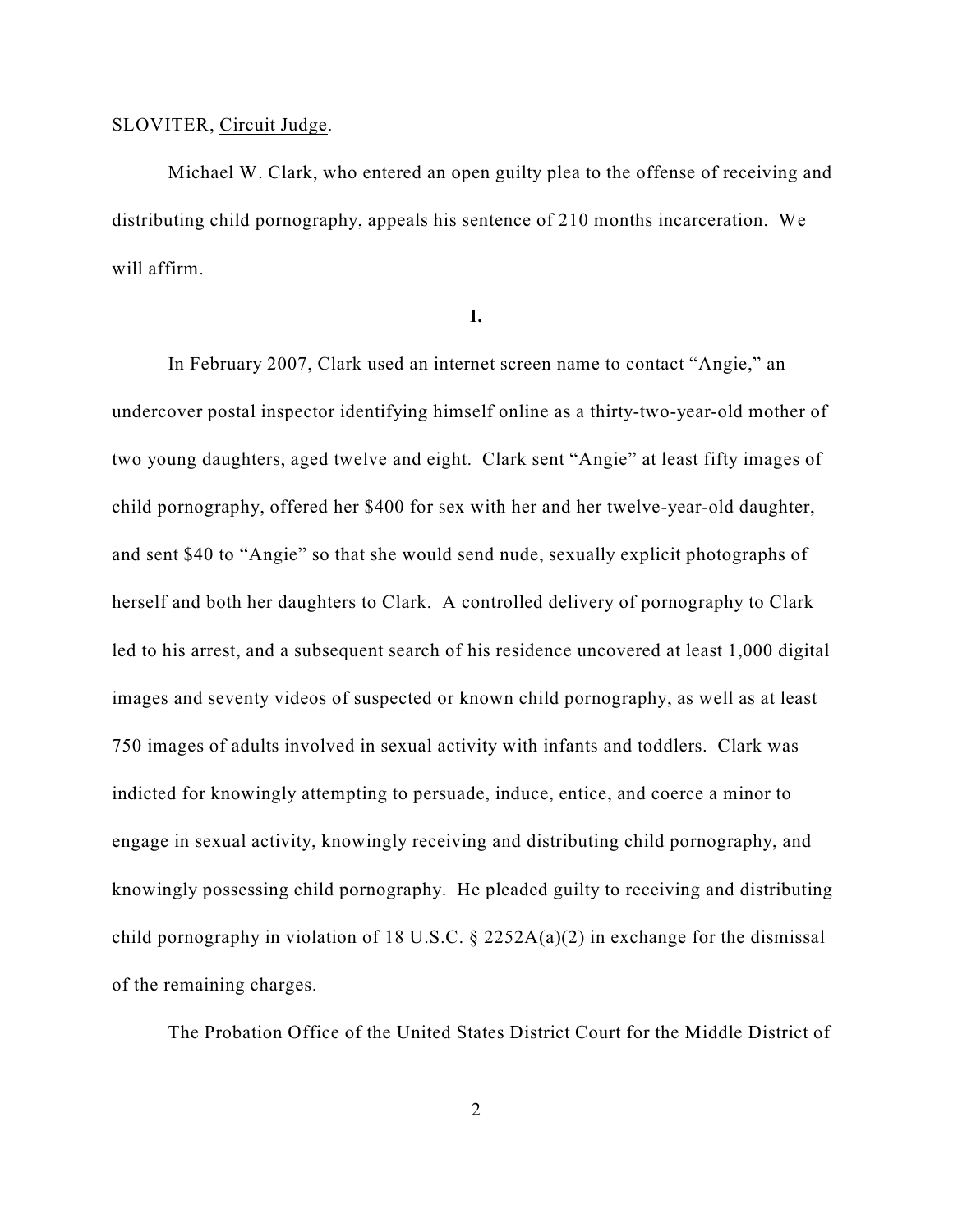SLOVITER, Circuit Judge.

Michael W. Clark, who entered an open guilty plea to the offense of receiving and distributing child pornography, appeals his sentence of 210 months incarceration. We will affirm.

**I.**

In February 2007, Clark used an internet screen name to contact "Angie," an undercover postal inspector identifying himself online as a thirty-two-year-old mother of two young daughters, aged twelve and eight. Clark sent "Angie" at least fifty images of child pornography, offered her $400 for sex with her and her twelve-year-old daughter, and sent $40 to "Angie" so that she would send nude, sexually explicit photographs of herself and both her daughters to Clark. A controlled delivery of pornography to Clark led to his arrest, and a subsequent search of his residence uncovered at least 1,000 digital images and seventy videos of suspected or known child pornography, as well as at least 750 images of adults involved in sexual activity with infants and toddlers. Clark was indicted for knowingly attempting to persuade, induce, entice, and coerce a minor to engage in sexual activity, knowingly receiving and distributing child pornography, and knowingly possessing child pornography. He pleaded guilty to receiving and distributing child pornography in violation of 18 U.S.C. § 2252A(a)(2) in exchange for the dismissal of the remaining charges.

The Probation Office of the United States District Court for the Middle District of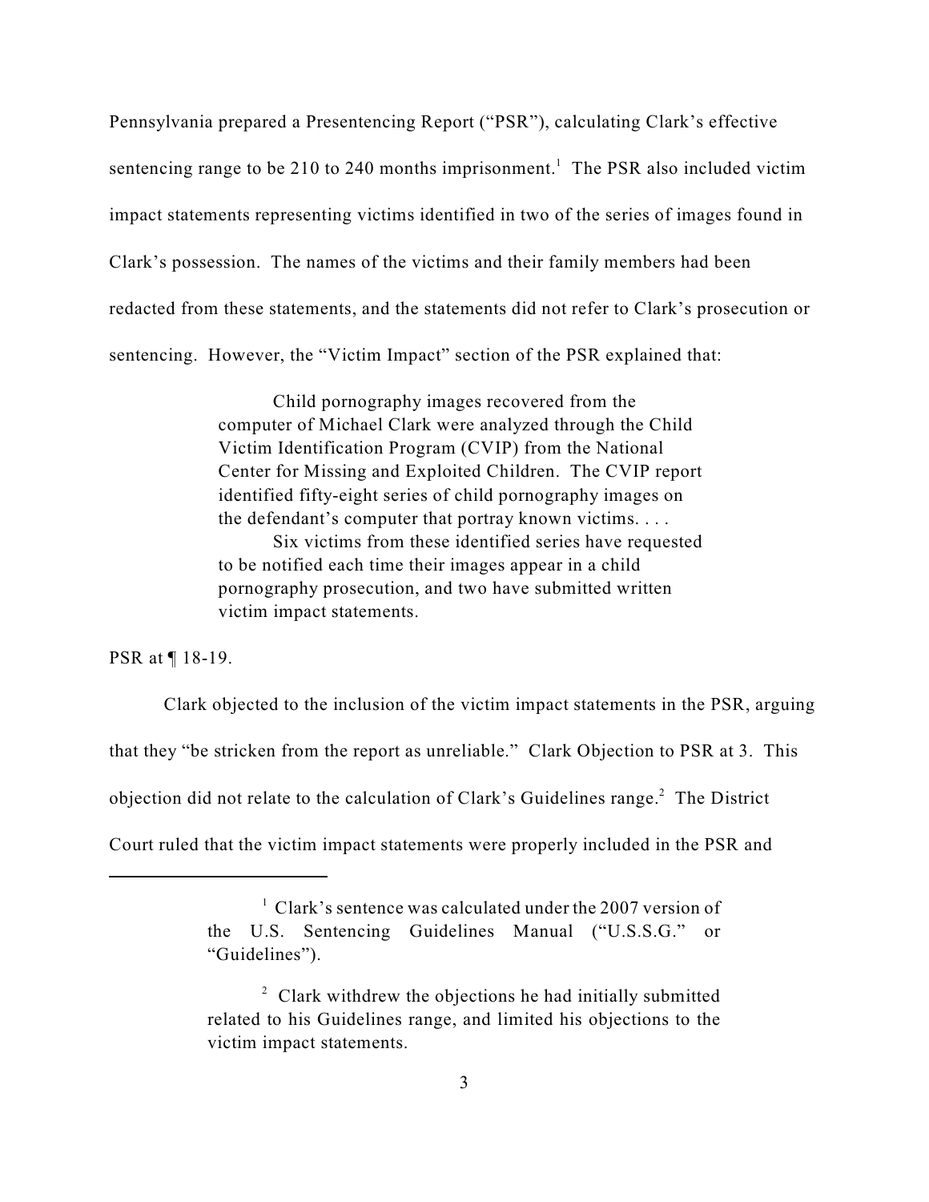Pennsylvania prepared a Presentencing Report ("PSR"), calculating Clark's effective sentencing range to be 210 to 240 months imprisonment.[1] The PSR also included victim impact statements representing victims identified in two of the series of images found in Clark's possession. The names of the victims and their family members had been redacted from these statements, and the statements did not refer to Clark's prosecution or sentencing. However, the "Victim Impact" section of the PSR explained that:

> Child pornography images recovered from the computer of Michael Clark were analyzed through the Child Victim Identification Program (CVIP) from the National Center for Missing and Exploited Children. The CVIP report identified fifty-eight series of child pornography images on the defendant's computer that portray known victims. . . .
>
> Six victims from these identified series have requested to be notified each time their images appear in a child pornography prosecution, and two have submitted written victim impact statements.

PSR at ¶ 18-19.

Clark objected to the inclusion of the victim impact statements in the PSR, arguing that they "be stricken from the report as unreliable." Clark Objection to PSR at 3. This objection did not relate to the calculation of Clark's Guidelines range.[2] The District Court ruled that the victim impact statements were properly included in the PSR and

---

[1] Clark's sentence was calculated under the 2007 version of the U.S. Sentencing Guidelines Manual ("U.S.S.G." or "Guidelines").

[2] Clark withdrew the objections he had initially submitted related to his Guidelines range, and limited his objections to the victim impact statements.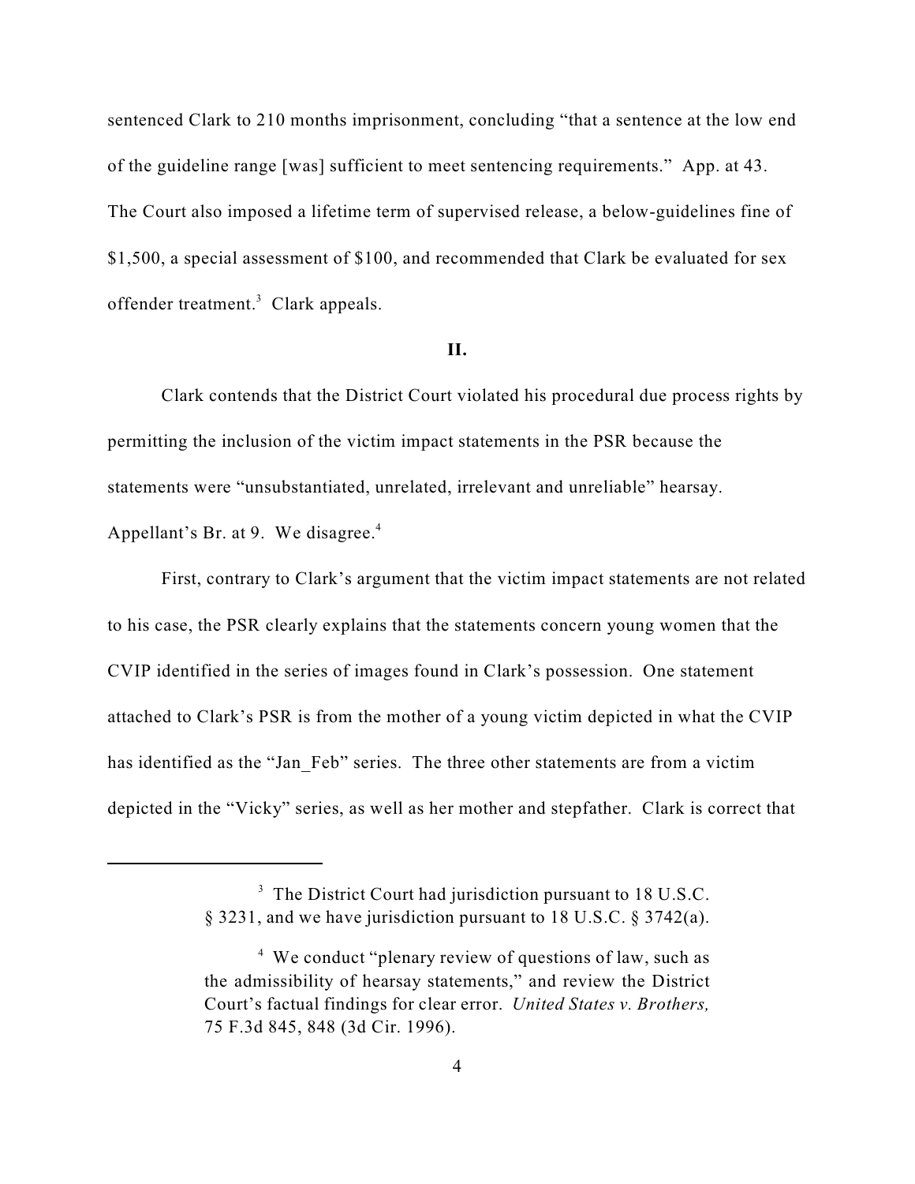sentenced Clark to 210 months imprisonment, concluding "that a sentence at the low end of the guideline range [was] sufficient to meet sentencing requirements." App. at 43. The Court also imposed a lifetime term of supervised release, a below-guidelines fine of $1,500, a special assessment of $100, and recommended that Clark be evaluated for sex offender treatment.[3] Clark appeals.

## II.

Clark contends that the District Court violated his procedural due process rights by permitting the inclusion of the victim impact statements in the PSR because the statements were "unsubstantiated, unrelated, irrelevant and unreliable" hearsay. Appellant's Br. at 9. We disagree.[4]

First, contrary to Clark's argument that the victim impact statements are not related to his case, the PSR clearly explains that the statements concern young women that the CVIP identified in the series of images found in Clark's possession. One statement attached to Clark's PSR is from the mother of a young victim depicted in what the CVIP has identified as the "Jan_Feb" series. The three other statements are from a victim depicted in the "Vicky" series, as well as her mother and stepfather. Clark is correct that

---

[3] The District Court had jurisdiction pursuant to 18 U.S.C. § 3231, and we have jurisdiction pursuant to 18 U.S.C. § 3742(a).

[4] We conduct "plenary review of questions of law, such as the admissibility of hearsay statements," and review the District Court's factual findings for clear error. *United States v. Brothers,* 75 F.3d 845, 848 (3d Cir. 1996).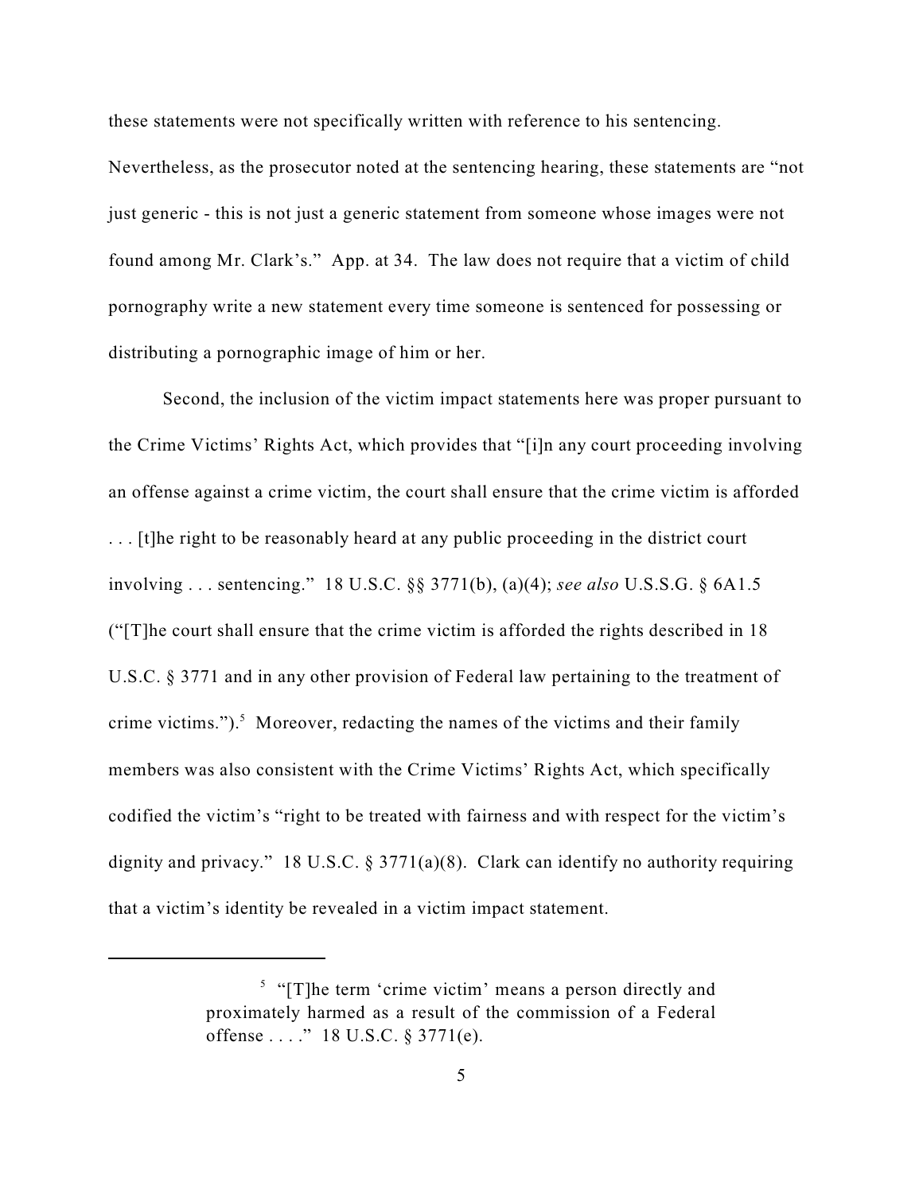these statements were not specifically written with reference to his sentencing. Nevertheless, as the prosecutor noted at the sentencing hearing, these statements are "not just generic - this is not just a generic statement from someone whose images were not found among Mr. Clark's." App. at 34. The law does not require that a victim of child pornography write a new statement every time someone is sentenced for possessing or distributing a pornographic image of him or her.

Second, the inclusion of the victim impact statements here was proper pursuant to the Crime Victims' Rights Act, which provides that "[i]n any court proceeding involving an offense against a crime victim, the court shall ensure that the crime victim is afforded . . . [t]he right to be reasonably heard at any public proceeding in the district court involving . . . sentencing." 18 U.S.C. §§ 3771(b), (a)(4); *see also* U.S.S.G. § 6A1.5 ("[T]he court shall ensure that the crime victim is afforded the rights described in 18 U.S.C. § 3771 and in any other provision of Federal law pertaining to the treatment of crime victims.").[5] Moreover, redacting the names of the victims and their family members was also consistent with the Crime Victims' Rights Act, which specifically codified the victim's "right to be treated with fairness and with respect for the victim's dignity and privacy." 18 U.S.C. § 3771(a)(8). Clark can identify no authority requiring that a victim's identity be revealed in a victim impact statement.

---

[5] "[T]he term 'crime victim' means a person directly and proximately harmed as a result of the commission of a Federal offense . . . ." 18 U.S.C. § 3771(e).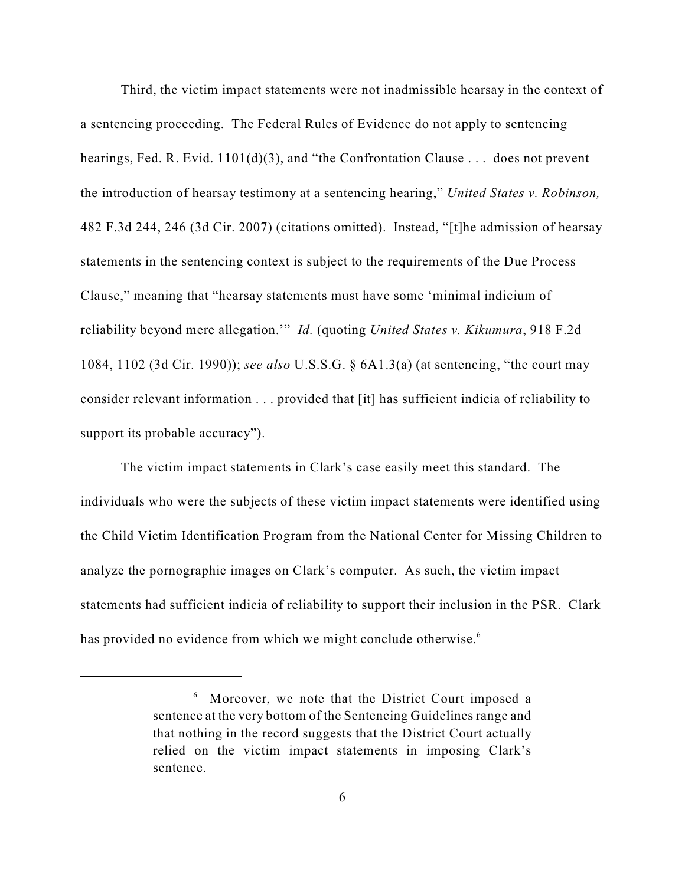Third, the victim impact statements were not inadmissible hearsay in the context of a sentencing proceeding. The Federal Rules of Evidence do not apply to sentencing hearings, Fed. R. Evid. 1101(d)(3), and "the Confrontation Clause . . . does not prevent the introduction of hearsay testimony at a sentencing hearing," *United States v. Robinson,* 482 F.3d 244, 246 (3d Cir. 2007) (citations omitted). Instead, "[t]he admission of hearsay statements in the sentencing context is subject to the requirements of the Due Process Clause," meaning that "hearsay statements must have some 'minimal indicium of reliability beyond mere allegation.'" *Id.* (quoting *United States v. Kikumura*, 918 F.2d 1084, 1102 (3d Cir. 1990)); *see also* U.S.S.G. § 6A1.3(a) (at sentencing, "the court may consider relevant information . . . provided that [it] has sufficient indicia of reliability to support its probable accuracy").

The victim impact statements in Clark's case easily meet this standard. The individuals who were the subjects of these victim impact statements were identified using the Child Victim Identification Program from the National Center for Missing Children to analyze the pornographic images on Clark's computer. As such, the victim impact statements had sufficient indicia of reliability to support their inclusion in the PSR. Clark has provided no evidence from which we might conclude otherwise.[6]

---

[6] Moreover, we note that the District Court imposed a sentence at the very bottom of the Sentencing Guidelines range and that nothing in the record suggests that the District Court actually relied on the victim impact statements in imposing Clark's sentence.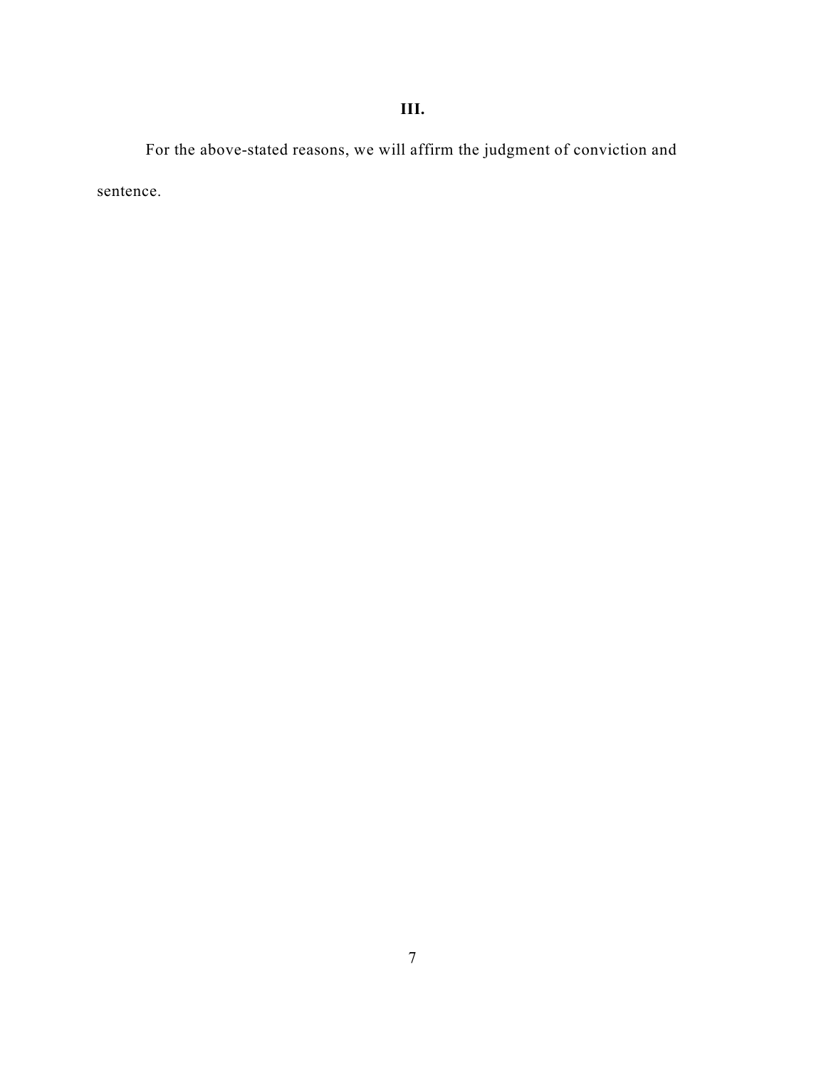## III.

For the above-stated reasons, we will affirm the judgment of conviction and sentence.